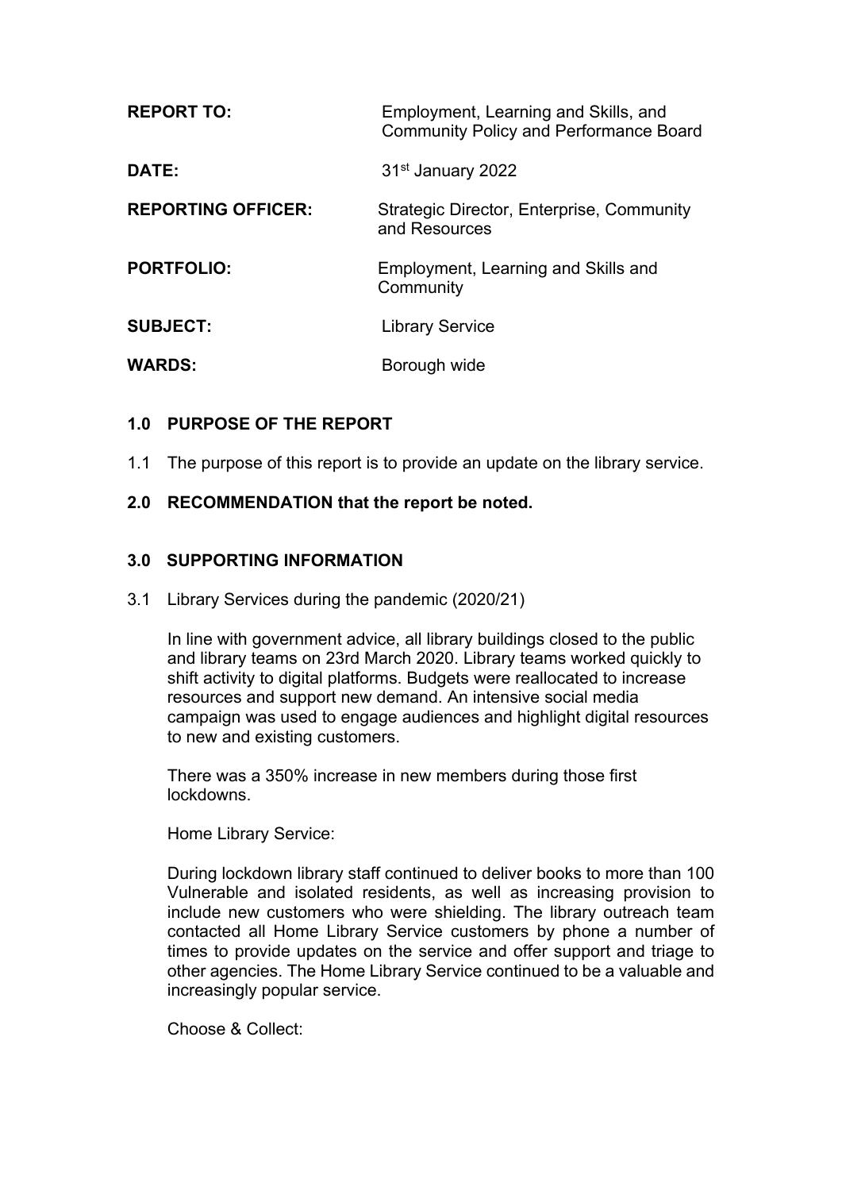| | |
|---|---|
| **REPORT TO:** | Employment, Learning and Skills, and Community Policy and Performance Board |
| **DATE:** | 31st January 2022 |
| **REPORTING OFFICER:** | Strategic Director, Enterprise, Community and Resources |
| **PORTFOLIO:** | Employment, Learning and Skills and Community |
| **SUBJECT:** | Library Service |
| **WARDS:** | Borough wide |

## 1.0 PURPOSE OF THE REPORT

1.1 The purpose of this report is to provide an update on the library service.

## 2.0 RECOMMENDATION that the report be noted.

## 3.0 SUPPORTING INFORMATION

3.1 Library Services during the pandemic (2020/21)

In line with government advice, all library buildings closed to the public and library teams on 23rd March 2020. Library teams worked quickly to shift activity to digital platforms. Budgets were reallocated to increase resources and support new demand. An intensive social media campaign was used to engage audiences and highlight digital resources to new and existing customers.

There was a 350% increase in new members during those first lockdowns.

Home Library Service:

During lockdown library staff continued to deliver books to more than 100 Vulnerable and isolated residents, as well as increasing provision to include new customers who were shielding. The library outreach team contacted all Home Library Service customers by phone a number of times to provide updates on the service and offer support and triage to other agencies. The Home Library Service continued to be a valuable and increasingly popular service.

Choose & Collect: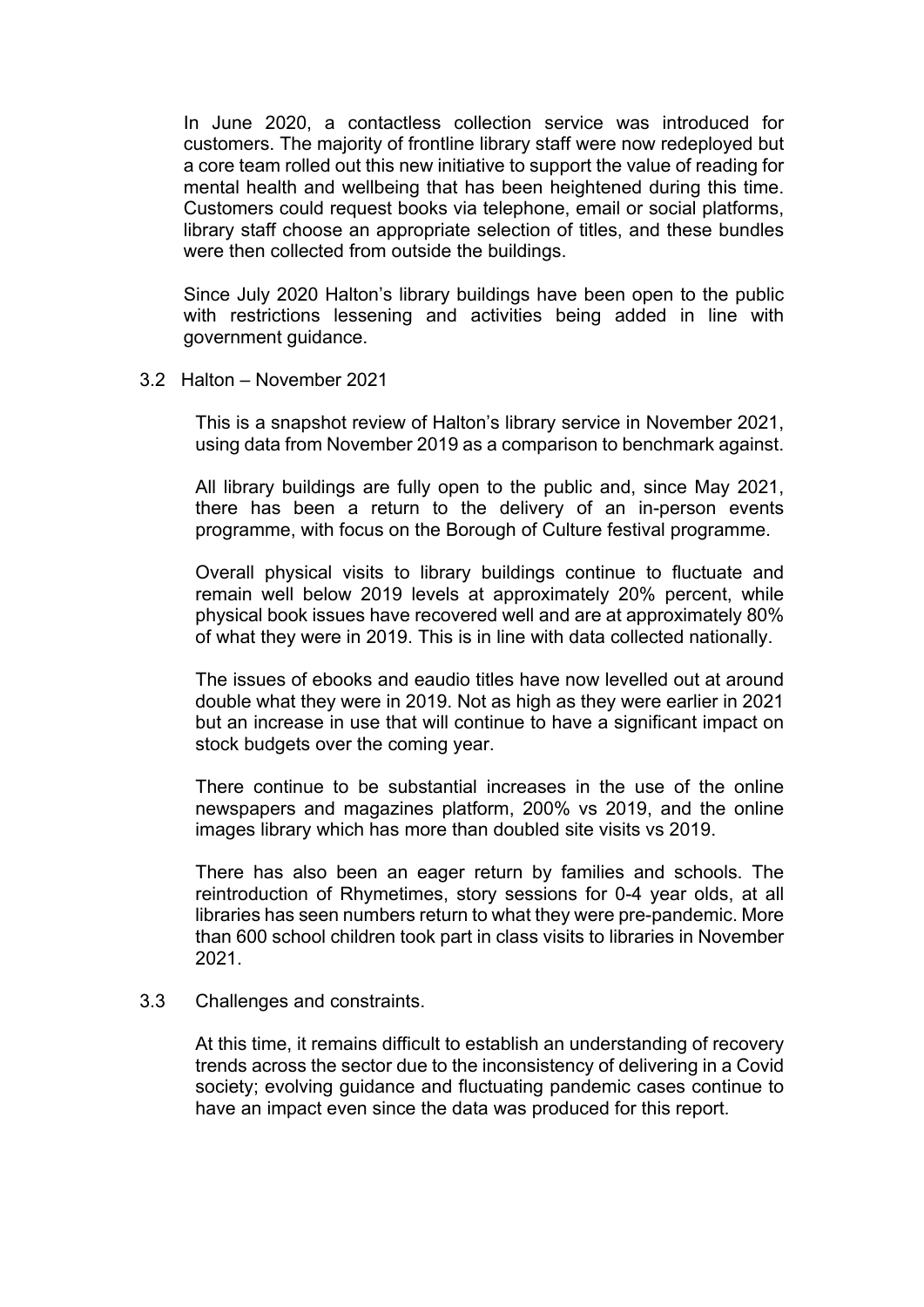In June 2020, a contactless collection service was introduced for customers. The majority of frontline library staff were now redeployed but a core team rolled out this new initiative to support the value of reading for mental health and wellbeing that has been heightened during this time. Customers could request books via telephone, email or social platforms, library staff choose an appropriate selection of titles, and these bundles were then collected from outside the buildings.

Since July 2020 Halton's library buildings have been open to the public with restrictions lessening and activities being added in line with government guidance.

3.2 Halton – November 2021

This is a snapshot review of Halton's library service in November 2021, using data from November 2019 as a comparison to benchmark against.

All library buildings are fully open to the public and, since May 2021, there has been a return to the delivery of an in-person events programme, with focus on the Borough of Culture festival programme.

Overall physical visits to library buildings continue to fluctuate and remain well below 2019 levels at approximately 20% percent, while physical book issues have recovered well and are at approximately 80% of what they were in 2019. This is in line with data collected nationally.

The issues of ebooks and eaudio titles have now levelled out at around double what they were in 2019. Not as high as they were earlier in 2021 but an increase in use that will continue to have a significant impact on stock budgets over the coming year.

There continue to be substantial increases in the use of the online newspapers and magazines platform, 200% vs 2019, and the online images library which has more than doubled site visits vs 2019.

There has also been an eager return by families and schools. The reintroduction of Rhymetimes, story sessions for 0-4 year olds, at all libraries has seen numbers return to what they were pre-pandemic. More than 600 school children took part in class visits to libraries in November 2021.

3.3 Challenges and constraints.

At this time, it remains difficult to establish an understanding of recovery trends across the sector due to the inconsistency of delivering in a Covid society; evolving guidance and fluctuating pandemic cases continue to have an impact even since the data was produced for this report.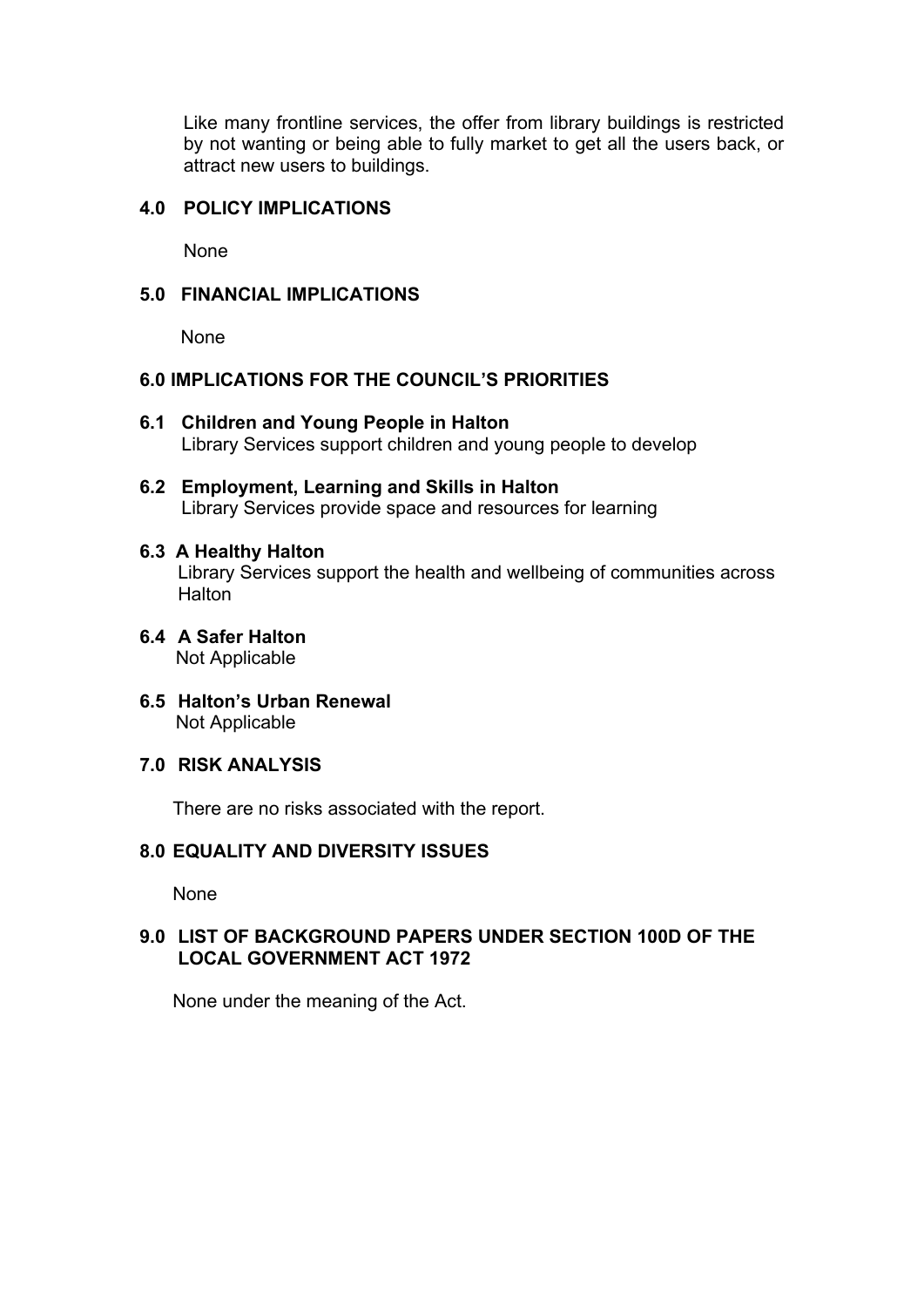Like many frontline services, the offer from library buildings is restricted by not wanting or being able to fully market to get all the users back, or attract new users to buildings.

## 4.0 POLICY IMPLICATIONS

None

## 5.0 FINANCIAL IMPLICATIONS

None

## 6.0 IMPLICATIONS FOR THE COUNCIL'S PRIORITIES

### 6.1 Children and Young People in Halton

Library Services support children and young people to develop

### 6.2 Employment, Learning and Skills in Halton

Library Services provide space and resources for learning

### 6.3 A Healthy Halton

Library Services support the health and wellbeing of communities across Halton

### 6.4 A Safer Halton

Not Applicable

### 6.5 Halton's Urban Renewal

Not Applicable

## 7.0 RISK ANALYSIS

There are no risks associated with the report.

## 8.0 EQUALITY AND DIVERSITY ISSUES

None

## 9.0 LIST OF BACKGROUND PAPERS UNDER SECTION 100D OF THE LOCAL GOVERNMENT ACT 1972

None under the meaning of the Act.